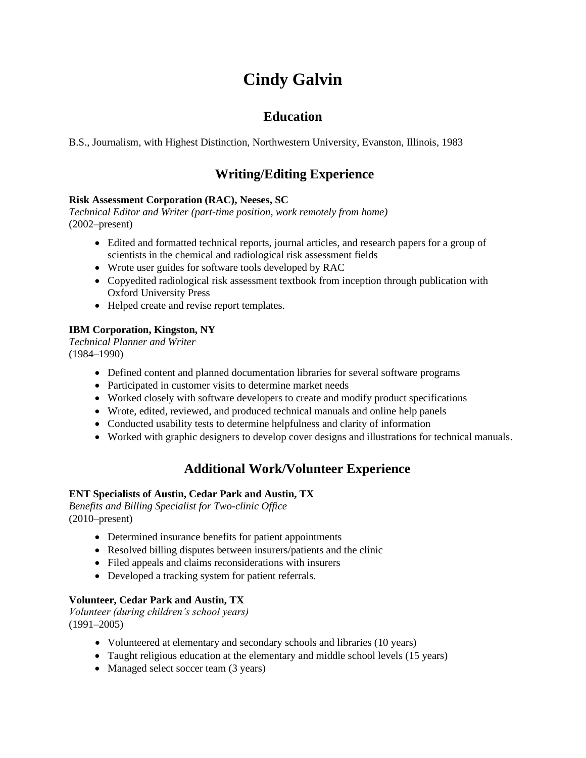# Cindy Galvin

## Education

B.S., Journalism, with Highest Distinction, Northwestern University, Evanston, Illinois, 1983

## Writing/Editing Experience

**Risk Assessment Corporation (RAC), Neeses, SC**
*Technical Editor and Writer (part-time position, work remotely from home)*
(2002–present)

- Edited and formatted technical reports, journal articles, and research papers for a group of scientists in the chemical and radiological risk assessment fields
- Wrote user guides for software tools developed by RAC
- Copyedited radiological risk assessment textbook from inception through publication with Oxford University Press
- Helped create and revise report templates.

**IBM Corporation, Kingston, NY**
*Technical Planner and Writer*
(1984–1990)

- Defined content and planned documentation libraries for several software programs
- Participated in customer visits to determine market needs
- Worked closely with software developers to create and modify product specifications
- Wrote, edited, reviewed, and produced technical manuals and online help panels
- Conducted usability tests to determine helpfulness and clarity of information
- Worked with graphic designers to develop cover designs and illustrations for technical manuals.

## Additional Work/Volunteer Experience

**ENT Specialists of Austin, Cedar Park and Austin, TX**
*Benefits and Billing Specialist for Two-clinic Office*
(2010–present)

- Determined insurance benefits for patient appointments
- Resolved billing disputes between insurers/patients and the clinic
- Filed appeals and claims reconsiderations with insurers
- Developed a tracking system for patient referrals.

**Volunteer, Cedar Park and Austin, TX**
*Volunteer (during children's school years)*
(1991–2005)

- Volunteered at elementary and secondary schools and libraries (10 years)
- Taught religious education at the elementary and middle school levels (15 years)
- Managed select soccer team (3 years)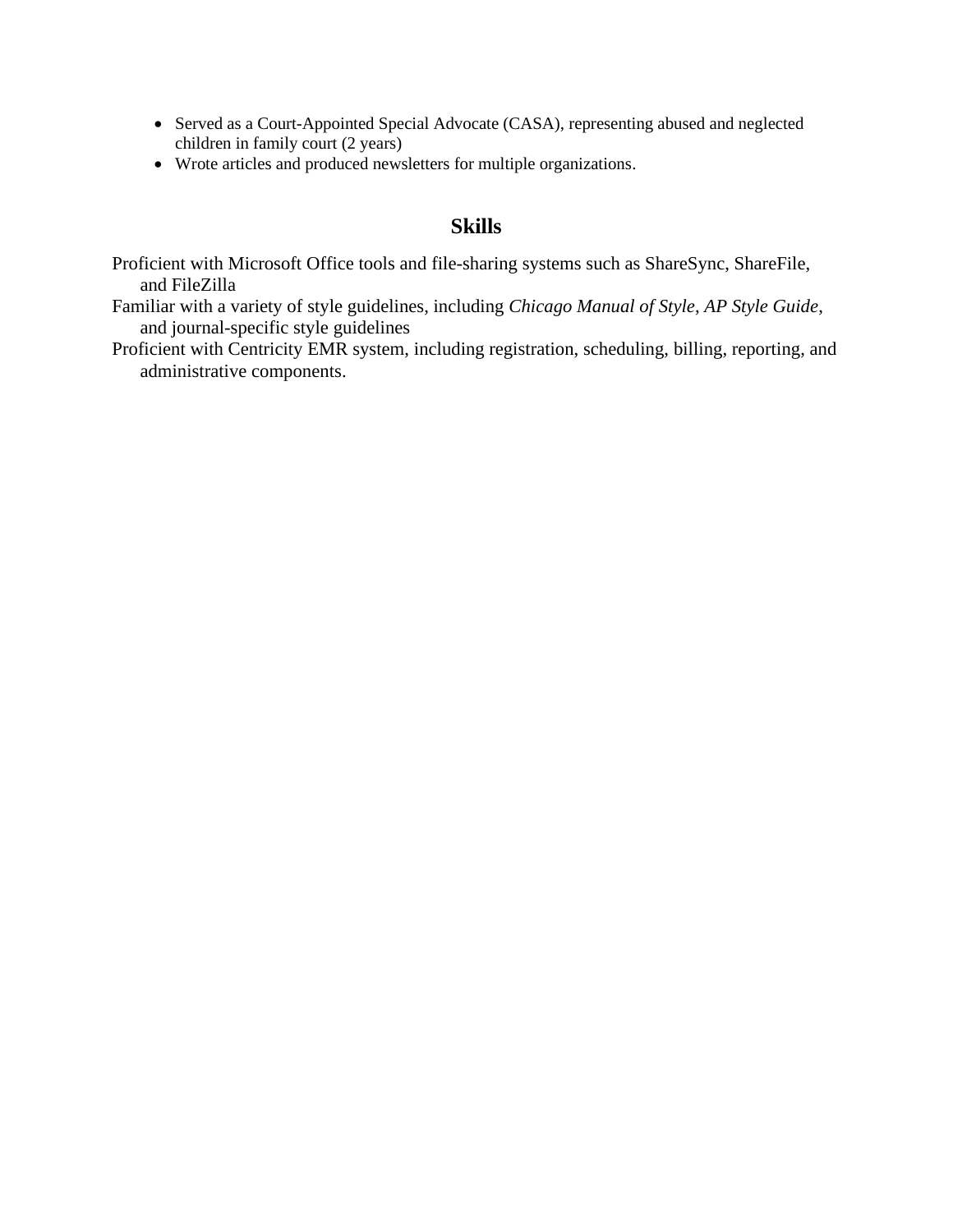- Served as a Court-Appointed Special Advocate (CASA), representing abused and neglected children in family court (2 years)
- Wrote articles and produced newsletters for multiple organizations.

## Skills

Proficient with Microsoft Office tools and file-sharing systems such as ShareSync, ShareFile, and FileZilla

Familiar with a variety of style guidelines, including *Chicago Manual of Style*, *AP Style Guide*, and journal-specific style guidelines

Proficient with Centricity EMR system, including registration, scheduling, billing, reporting, and administrative components.